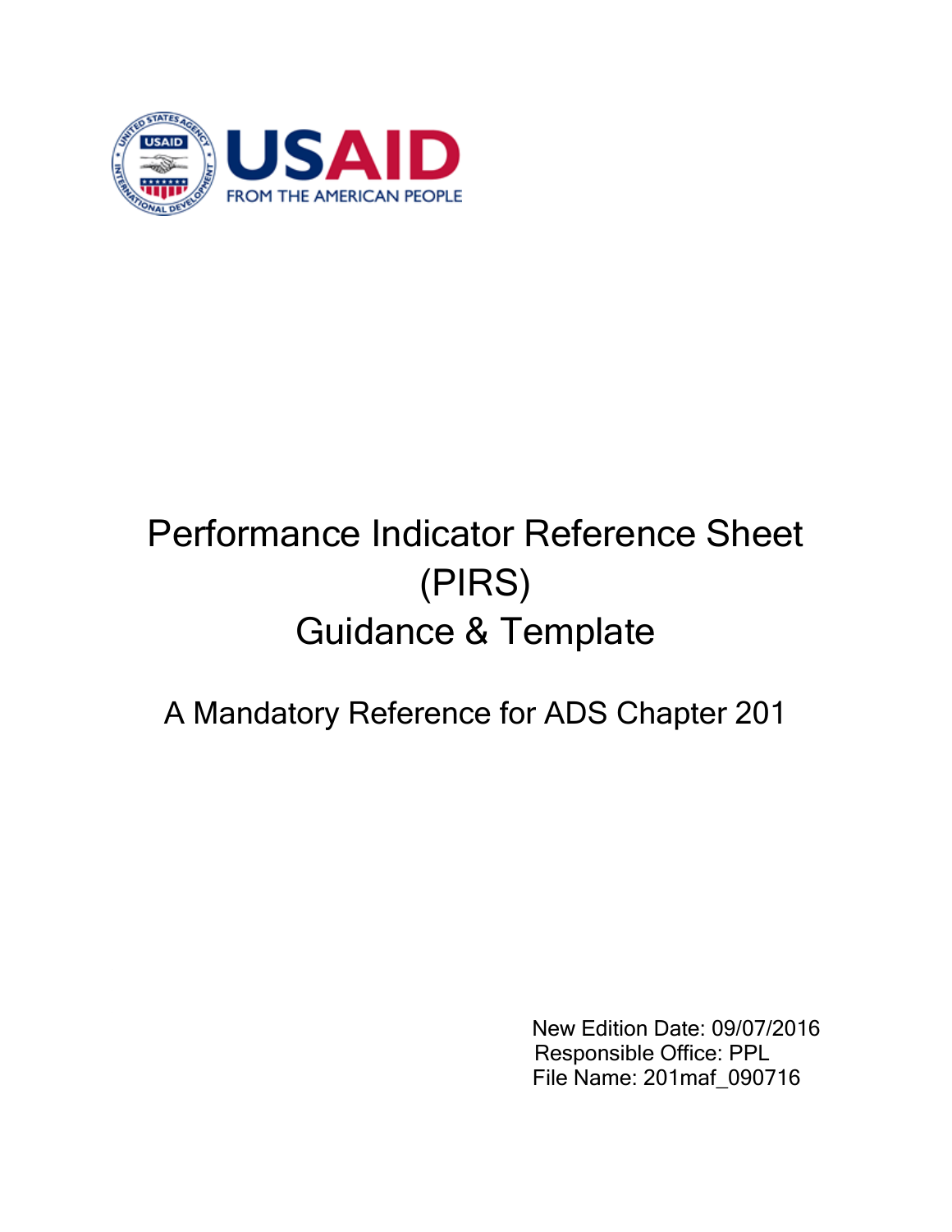# Performance Indicator Reference Sheet (PIRS) Guidance & Template

## A Mandatory Reference for ADS Chapter 201

New Edition Date: 09/07/2016
Responsible Office: PPL
File Name: 201maf_090716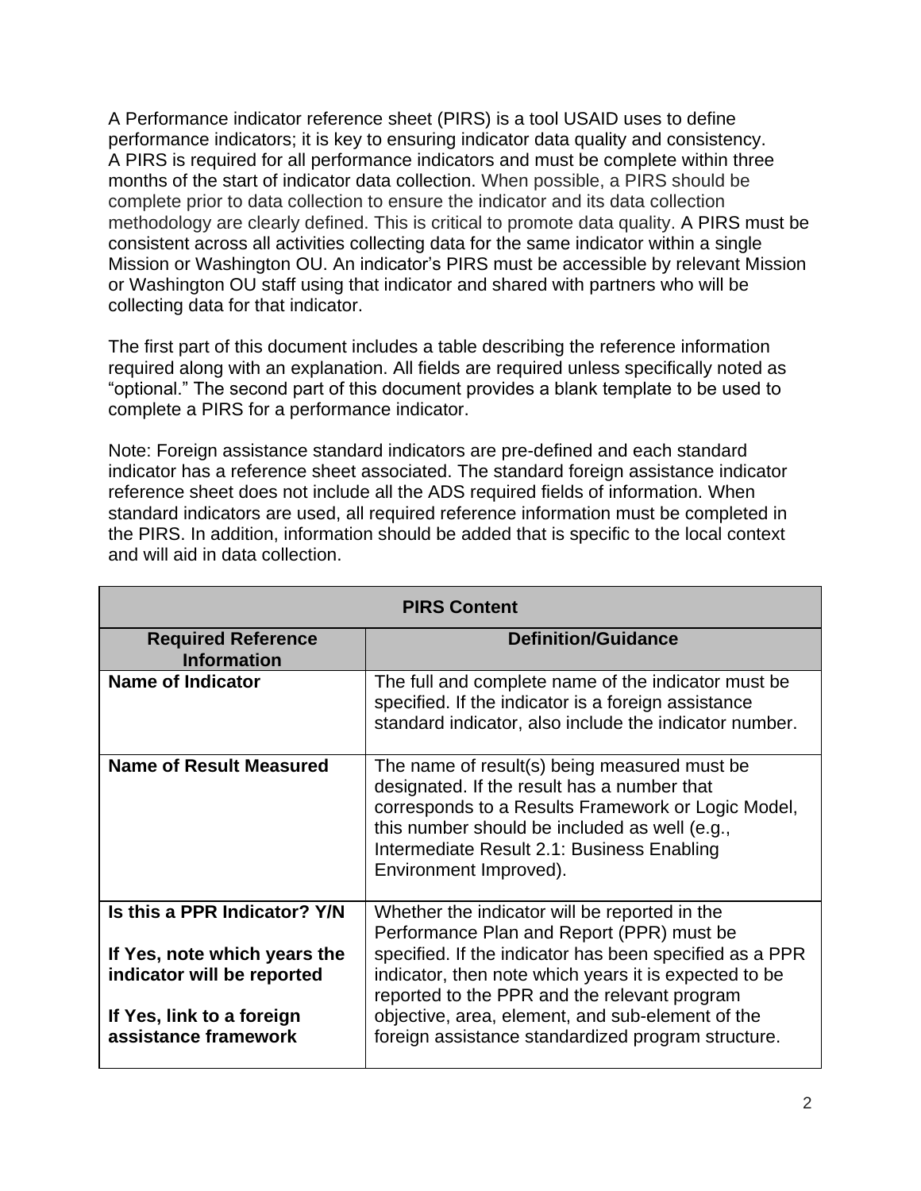A Performance indicator reference sheet (PIRS) is a tool USAID uses to define performance indicators; it is key to ensuring indicator data quality and consistency. A PIRS is required for all performance indicators and must be complete within three months of the start of indicator data collection. When possible, a PIRS should be complete prior to data collection to ensure the indicator and its data collection methodology are clearly defined. This is critical to promote data quality. A PIRS must be consistent across all activities collecting data for the same indicator within a single Mission or Washington OU. An indicator's PIRS must be accessible by relevant Mission or Washington OU staff using that indicator and shared with partners who will be collecting data for that indicator.

The first part of this document includes a table describing the reference information required along with an explanation. All fields are required unless specifically noted as "optional." The second part of this document provides a blank template to be used to complete a PIRS for a performance indicator.

Note: Foreign assistance standard indicators are pre-defined and each standard indicator has a reference sheet associated. The standard foreign assistance indicator reference sheet does not include all the ADS required fields of information. When standard indicators are used, all required reference information must be completed in the PIRS. In addition, information should be added that is specific to the local context and will aid in data collection.

| PIRS Content | |
|---|---|
| **Required Reference Information** | **Definition/Guidance** |
| **Name of Indicator** | The full and complete name of the indicator must be specified. If the indicator is a foreign assistance standard indicator, also include the indicator number. |
| **Name of Result Measured** | The name of result(s) being measured must be designated. If the result has a number that corresponds to a Results Framework or Logic Model, this number should be included as well (e.g., Intermediate Result 2.1: Business Enabling Environment Improved). |
| **Is this a PPR Indicator? Y/N**<br><br>**If Yes, note which years the indicator will be reported**<br><br>**If Yes, link to a foreign assistance framework** | Whether the indicator will be reported in the Performance Plan and Report (PPR) must be specified. If the indicator has been specified as a PPR indicator, then note which years it is expected to be reported to the PPR and the relevant program objective, area, element, and sub-element of the foreign assistance standardized program structure. |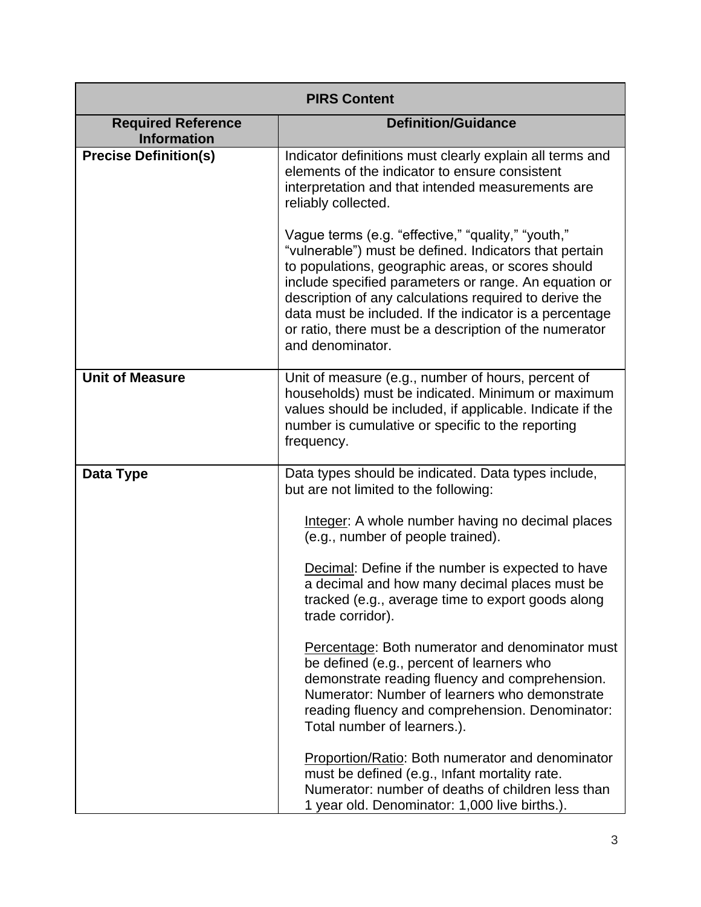| PIRS Content | |
|---|---|
| **Required Reference Information** | **Definition/Guidance** |
| **Precise Definition(s)** | Indicator definitions must clearly explain all terms and elements of the indicator to ensure consistent interpretation and that intended measurements are reliably collected.<br><br>Vague terms (e.g. "effective," "quality," "youth," "vulnerable") must be defined. Indicators that pertain to populations, geographic areas, or scores should include specified parameters or range. An equation or description of any calculations required to derive the data must be included. If the indicator is a percentage or ratio, there must be a description of the numerator and denominator. |
| **Unit of Measure** | Unit of measure (e.g., number of hours, percent of households) must be indicated. Minimum or maximum values should be included, if applicable. Indicate if the number is cumulative or specific to the reporting frequency. |
| **Data Type** | Data types should be indicated. Data types include, but are not limited to the following:<br><br><u>Integer</u>: A whole number having no decimal places (e.g., number of people trained).<br><br><u>Decimal</u>: Define if the number is expected to have a decimal and how many decimal places must be tracked (e.g., average time to export goods along trade corridor).<br><br><u>Percentage</u>: Both numerator and denominator must be defined (e.g., percent of learners who demonstrate reading fluency and comprehension. Numerator: Number of learners who demonstrate reading fluency and comprehension. Denominator: Total number of learners.).<br><br><u>Proportion/Ratio</u>: Both numerator and denominator must be defined (e.g., Infant mortality rate. Numerator: number of deaths of children less than 1 year old. Denominator: 1,000 live births.). |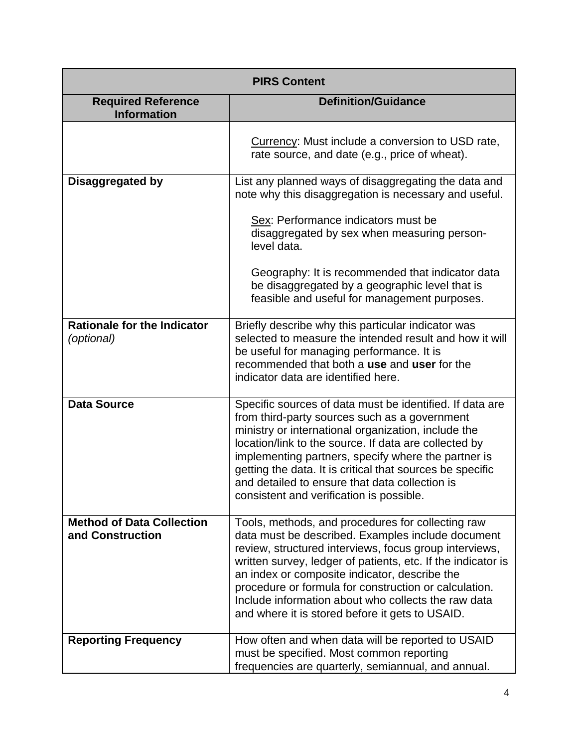| PIRS Content | |
|---|---|
| **Required Reference Information** | **Definition/Guidance** |
| | <u>Currency</u>: Must include a conversion to USD rate, rate source, and date (e.g., price of wheat). |
| **Disaggregated by** | List any planned ways of disaggregating the data and note why this disaggregation is necessary and useful.<br><br><u>Sex</u>: Performance indicators must be disaggregated by sex when measuring person-level data.<br><br><u>Geography</u>: It is recommended that indicator data be disaggregated by a geographic level that is feasible and useful for management purposes. |
| **Rationale for the Indicator** *(optional)* | Briefly describe why this particular indicator was selected to measure the intended result and how it will be useful for managing performance. It is recommended that both a **use** and **user** for the indicator data are identified here. |
| **Data Source** | Specific sources of data must be identified. If data are from third-party sources such as a government ministry or international organization, include the location/link to the source. If data are collected by implementing partners, specify where the partner is getting the data. It is critical that sources be specific and detailed to ensure that data collection is consistent and verification is possible. |
| **Method of Data Collection and Construction** | Tools, methods, and procedures for collecting raw data must be described. Examples include document review, structured interviews, focus group interviews, written survey, ledger of patients, etc. If the indicator is an index or composite indicator, describe the procedure or formula for construction or calculation. Include information about who collects the raw data and where it is stored before it gets to USAID. |
| **Reporting Frequency** | How often and when data will be reported to USAID must be specified. Most common reporting frequencies are quarterly, semiannual, and annual. |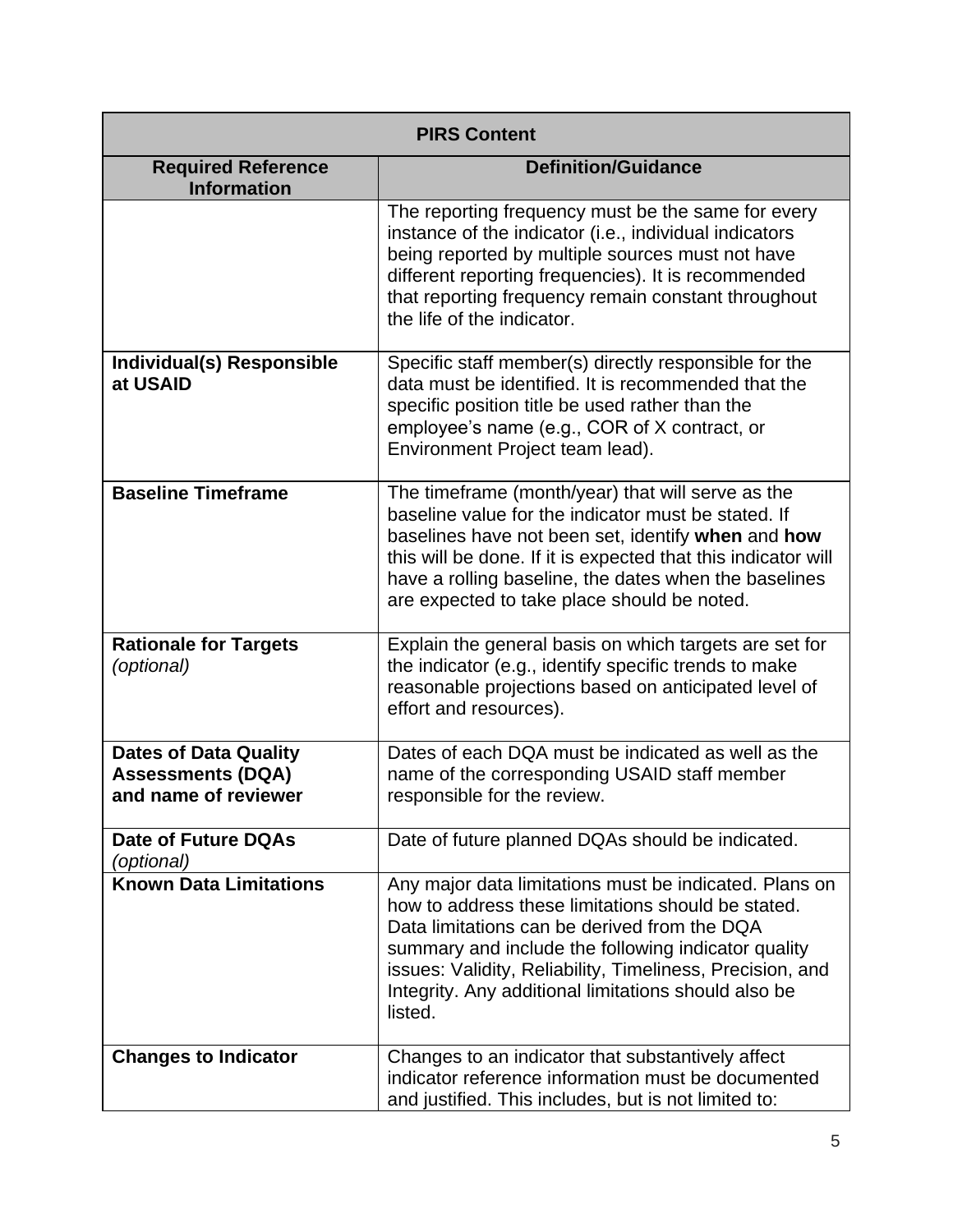| PIRS Content | |
|---|---|
| **Required Reference Information** | **Definition/Guidance** |
| | The reporting frequency must be the same for every instance of the indicator (i.e., individual indicators being reported by multiple sources must not have different reporting frequencies). It is recommended that reporting frequency remain constant throughout the life of the indicator. |
| **Individual(s) Responsible at USAID** | Specific staff member(s) directly responsible for the data must be identified. It is recommended that the specific position title be used rather than the employee's name (e.g., COR of X contract, or Environment Project team lead). |
| **Baseline Timeframe** | The timeframe (month/year) that will serve as the baseline value for the indicator must be stated. If baselines have not been set, identify **when** and **how** this will be done. If it is expected that this indicator will have a rolling baseline, the dates when the baselines are expected to take place should be noted. |
| **Rationale for Targets** *(optional)* | Explain the general basis on which targets are set for the indicator (e.g., identify specific trends to make reasonable projections based on anticipated level of effort and resources). |
| **Dates of Data Quality Assessments (DQA) and name of reviewer** | Dates of each DQA must be indicated as well as the name of the corresponding USAID staff member responsible for the review. |
| **Date of Future DQAs** *(optional)* | Date of future planned DQAs should be indicated. |
| **Known Data Limitations** | Any major data limitations must be indicated. Plans on how to address these limitations should be stated. Data limitations can be derived from the DQA summary and include the following indicator quality issues: Validity, Reliability, Timeliness, Precision, and Integrity. Any additional limitations should also be listed. |
| **Changes to Indicator** | Changes to an indicator that substantively affect indicator reference information must be documented and justified. This includes, but is not limited to: |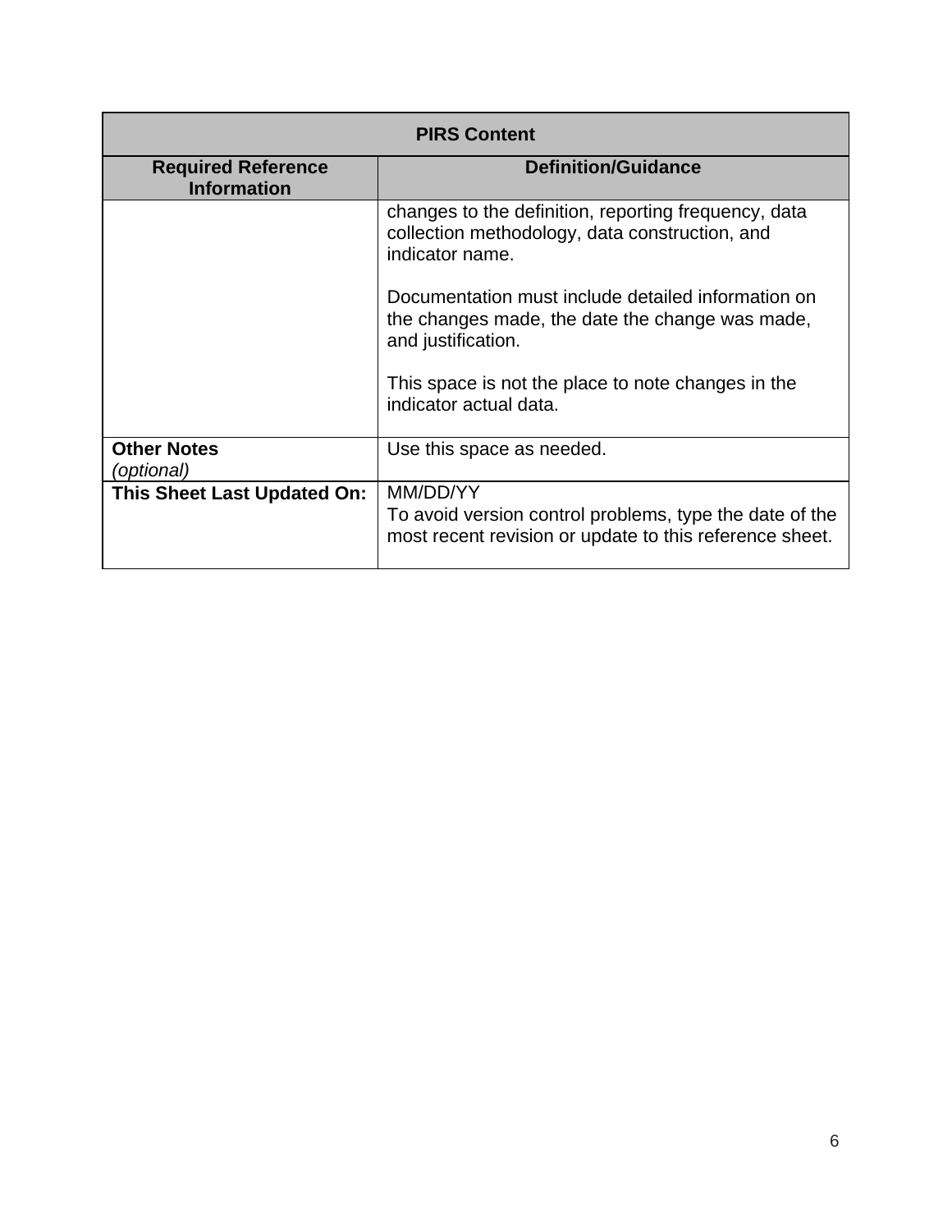| PIRS Content | |
|---|---|
| **Required Reference Information** | **Definition/Guidance** |
| | changes to the definition, reporting frequency, data collection methodology, data construction, and indicator name.<br><br>Documentation must include detailed information on the changes made, the date the change was made, and justification.<br><br>This space is not the place to note changes in the indicator actual data. |
| **Other Notes** *(optional)* | Use this space as needed. |
| **This Sheet Last Updated On:** | MM/DD/YY<br>To avoid version control problems, type the date of the most recent revision or update to this reference sheet. |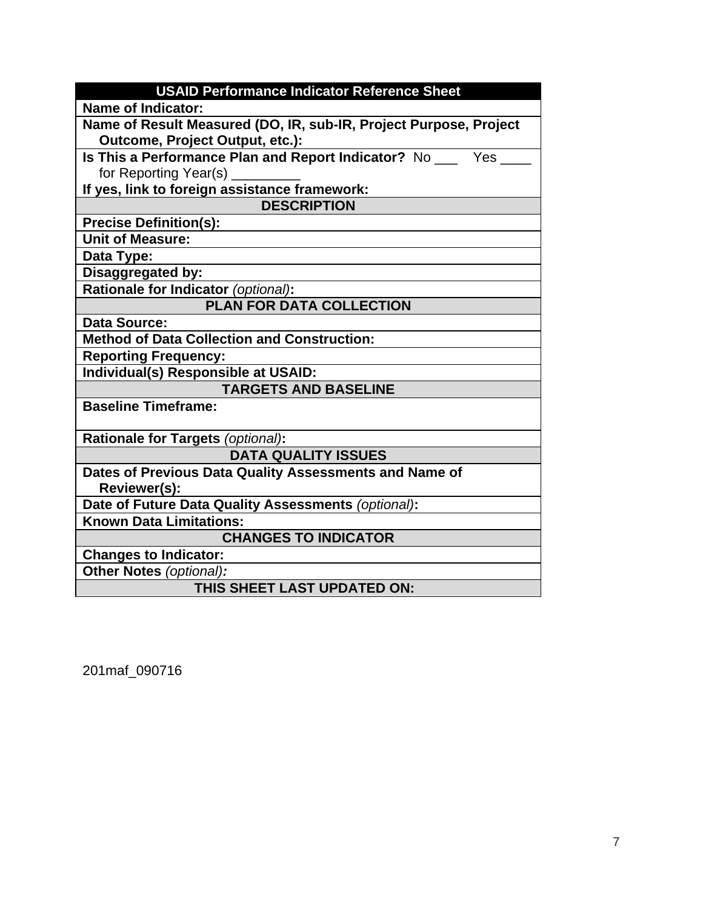| USAID Performance Indicator Reference Sheet |
|---|
| **Name of Indicator:** |
| **Name of Result Measured (DO, IR, sub-IR, Project Purpose, Project Outcome, Project Output, etc.):** |
| **Is This a Performance Plan and Report Indicator?** No ___ Yes ____ for Reporting Year(s) _________ |
| **If yes, link to foreign assistance framework:** |
| **DESCRIPTION** |
| **Precise Definition(s):** |
| **Unit of Measure:** |
| **Data Type:** |
| **Disaggregated by:** |
| **Rationale for Indicator** *(optional)***:** |
| **PLAN FOR DATA COLLECTION** |
| **Data Source:** |
| **Method of Data Collection and Construction:** |
| **Reporting Frequency:** |
| **Individual(s) Responsible at USAID:** |
| **TARGETS AND BASELINE** |
| **Baseline Timeframe:** |
| **Rationale for Targets** *(optional)***:** |
| **DATA QUALITY ISSUES** |
| **Dates of Previous Data Quality Assessments and Name of Reviewer(s):** |
| **Date of Future Data Quality Assessments** *(optional)***:** |
| **Known Data Limitations:** |
| **CHANGES TO INDICATOR** |
| **Changes to Indicator:** |
| **Other Notes** *(optional):* |
| **THIS SHEET LAST UPDATED ON:** |

201maf_090716